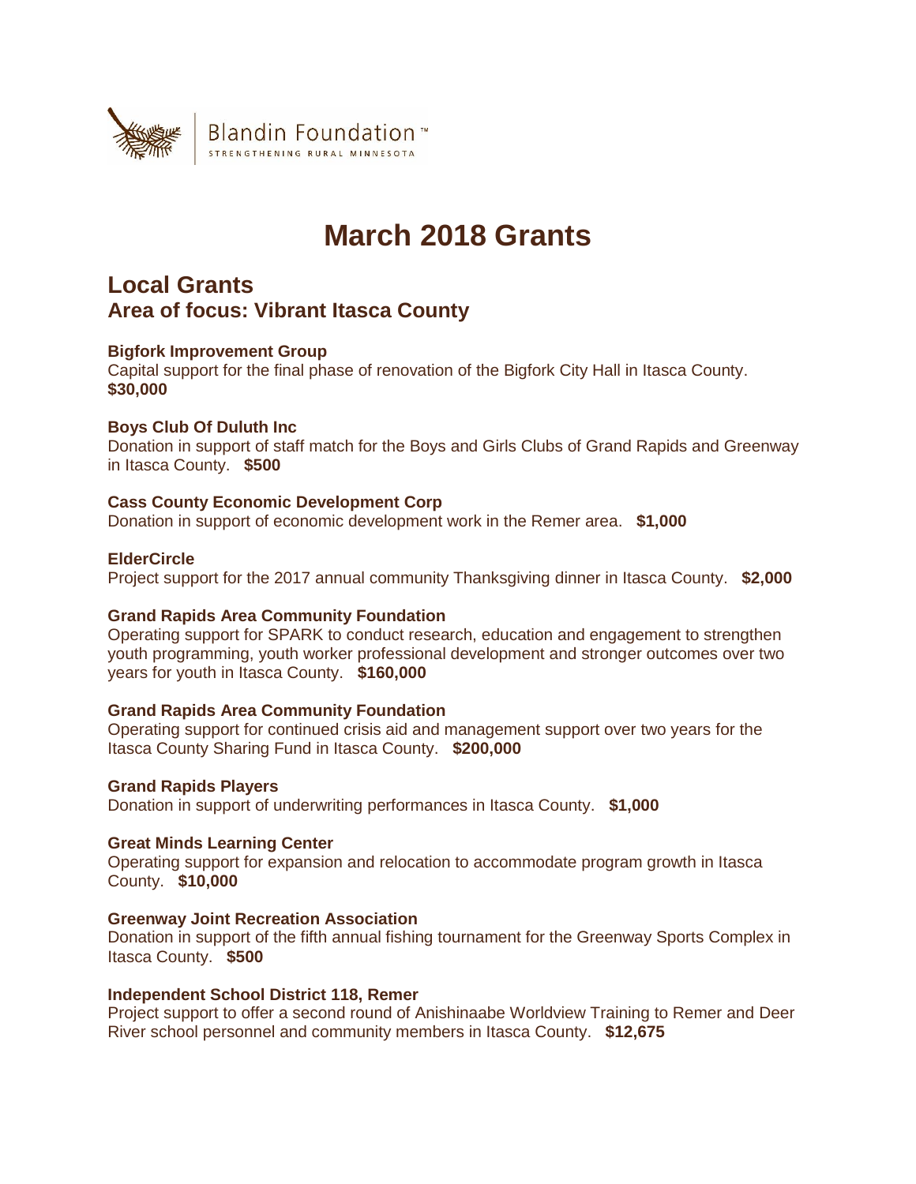Blandin Foundation™
STRENGTHENING RURAL MINNESOTA

# March 2018 Grants

## Local Grants
### Area of focus: Vibrant Itasca County

**Bigfork Improvement Group**
Capital support for the final phase of renovation of the Bigfork City Hall in Itasca County.
**$30,000**

**Boys Club Of Duluth Inc**
Donation in support of staff match for the Boys and Girls Clubs of Grand Rapids and Greenway in Itasca County. **$500**

**Cass County Economic Development Corp**
Donation in support of economic development work in the Remer area. **$1,000**

**ElderCircle**
Project support for the 2017 annual community Thanksgiving dinner in Itasca County. **$2,000**

**Grand Rapids Area Community Foundation**
Operating support for SPARK to conduct research, education and engagement to strengthen youth programming, youth worker professional development and stronger outcomes over two years for youth in Itasca County. **$160,000**

**Grand Rapids Area Community Foundation**
Operating support for continued crisis aid and management support over two years for the Itasca County Sharing Fund in Itasca County. **$200,000**

**Grand Rapids Players**
Donation in support of underwriting performances in Itasca County. **$1,000**

**Great Minds Learning Center**
Operating support for expansion and relocation to accommodate program growth in Itasca County. **$10,000**

**Greenway Joint Recreation Association**
Donation in support of the fifth annual fishing tournament for the Greenway Sports Complex in Itasca County. **$500**

**Independent School District 118, Remer**
Project support to offer a second round of Anishinaabe Worldview Training to Remer and Deer River school personnel and community members in Itasca County. **$12,675**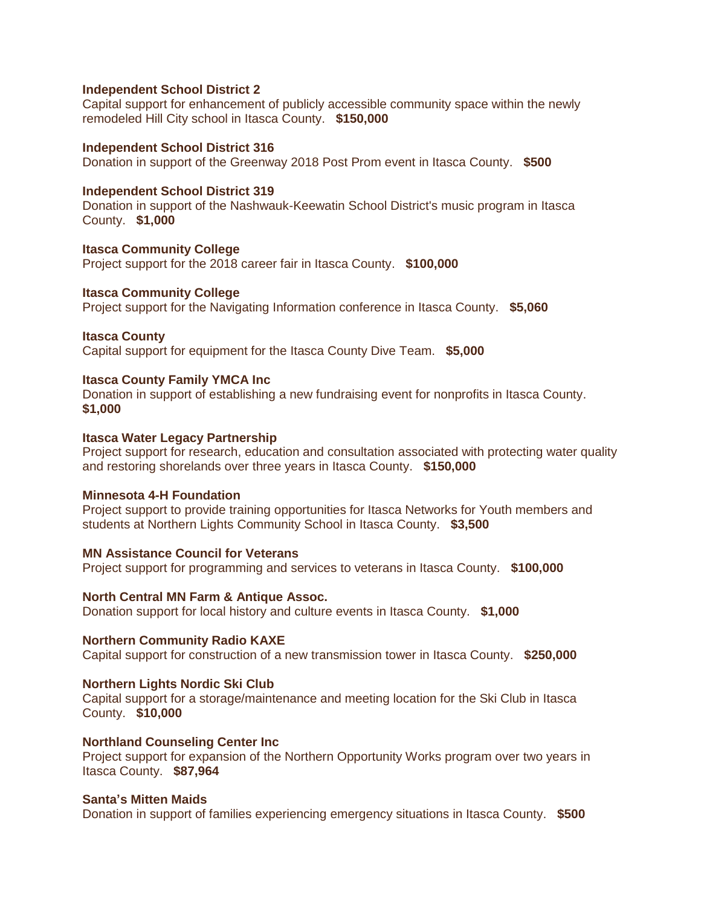**Independent School District 2**
Capital support for enhancement of publicly accessible community space within the newly remodeled Hill City school in Itasca County. **$150,000**

**Independent School District 316**
Donation in support of the Greenway 2018 Post Prom event in Itasca County. **$500**

**Independent School District 319**
Donation in support of the Nashwauk-Keewatin School District's music program in Itasca County. **$1,000**

**Itasca Community College**
Project support for the 2018 career fair in Itasca County. **$100,000**

**Itasca Community College**
Project support for the Navigating Information conference in Itasca County. **$5,060**

**Itasca County**
Capital support for equipment for the Itasca County Dive Team. **$5,000**

**Itasca County Family YMCA Inc**
Donation in support of establishing a new fundraising event for nonprofits in Itasca County. **$1,000**

**Itasca Water Legacy Partnership**
Project support for research, education and consultation associated with protecting water quality and restoring shorelands over three years in Itasca County. **$150,000**

**Minnesota 4-H Foundation**
Project support to provide training opportunities for Itasca Networks for Youth members and students at Northern Lights Community School in Itasca County. **$3,500**

**MN Assistance Council for Veterans**
Project support for programming and services to veterans in Itasca County. **$100,000**

**North Central MN Farm & Antique Assoc.**
Donation support for local history and culture events in Itasca County. **$1,000**

**Northern Community Radio KAXE**
Capital support for construction of a new transmission tower in Itasca County. **$250,000**

**Northern Lights Nordic Ski Club**
Capital support for a storage/maintenance and meeting location for the Ski Club in Itasca County. **$10,000**

**Northland Counseling Center Inc**
Project support for expansion of the Northern Opportunity Works program over two years in Itasca County. **$87,964**

**Santa's Mitten Maids**
Donation in support of families experiencing emergency situations in Itasca County. **$500**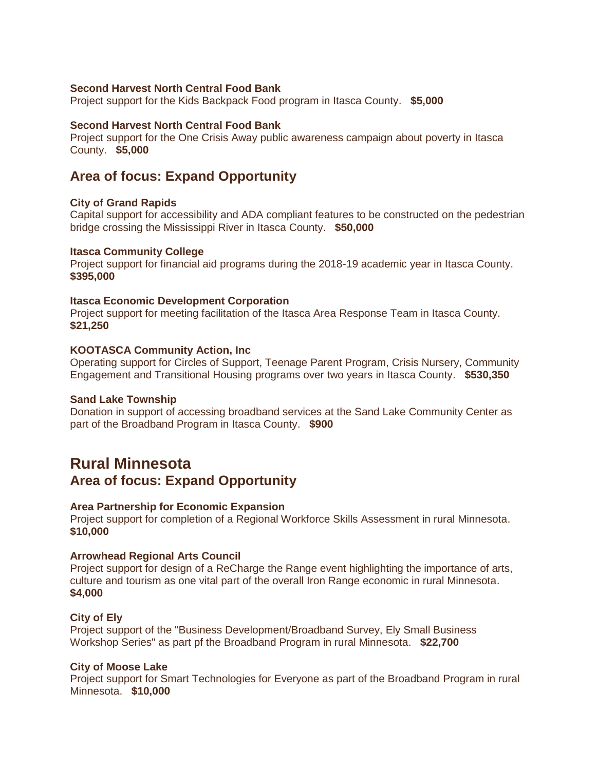**Second Harvest North Central Food Bank**
Project support for the Kids Backpack Food program in Itasca County. **$5,000**

**Second Harvest North Central Food Bank**
Project support for the One Crisis Away public awareness campaign about poverty in Itasca County. **$5,000**

## Area of focus: Expand Opportunity

**City of Grand Rapids**
Capital support for accessibility and ADA compliant features to be constructed on the pedestrian bridge crossing the Mississippi River in Itasca County. **$50,000**

**Itasca Community College**
Project support for financial aid programs during the 2018-19 academic year in Itasca County. **$395,000**

**Itasca Economic Development Corporation**
Project support for meeting facilitation of the Itasca Area Response Team in Itasca County. **$21,250**

**KOOTASCA Community Action, Inc**
Operating support for Circles of Support, Teenage Parent Program, Crisis Nursery, Community Engagement and Transitional Housing programs over two years in Itasca County. **$530,350**

**Sand Lake Township**
Donation in support of accessing broadband services at the Sand Lake Community Center as part of the Broadband Program in Itasca County. **$900**

# Rural Minnesota

## Area of focus: Expand Opportunity

**Area Partnership for Economic Expansion**
Project support for completion of a Regional Workforce Skills Assessment in rural Minnesota. **$10,000**

**Arrowhead Regional Arts Council**
Project support for design of a ReCharge the Range event highlighting the importance of arts, culture and tourism as one vital part of the overall Iron Range economic in rural Minnesota. **$4,000**

**City of Ely**
Project support of the "Business Development/Broadband Survey, Ely Small Business Workshop Series" as part pf the Broadband Program in rural Minnesota. **$22,700**

**City of Moose Lake**
Project support for Smart Technologies for Everyone as part of the Broadband Program in rural Minnesota. **$10,000**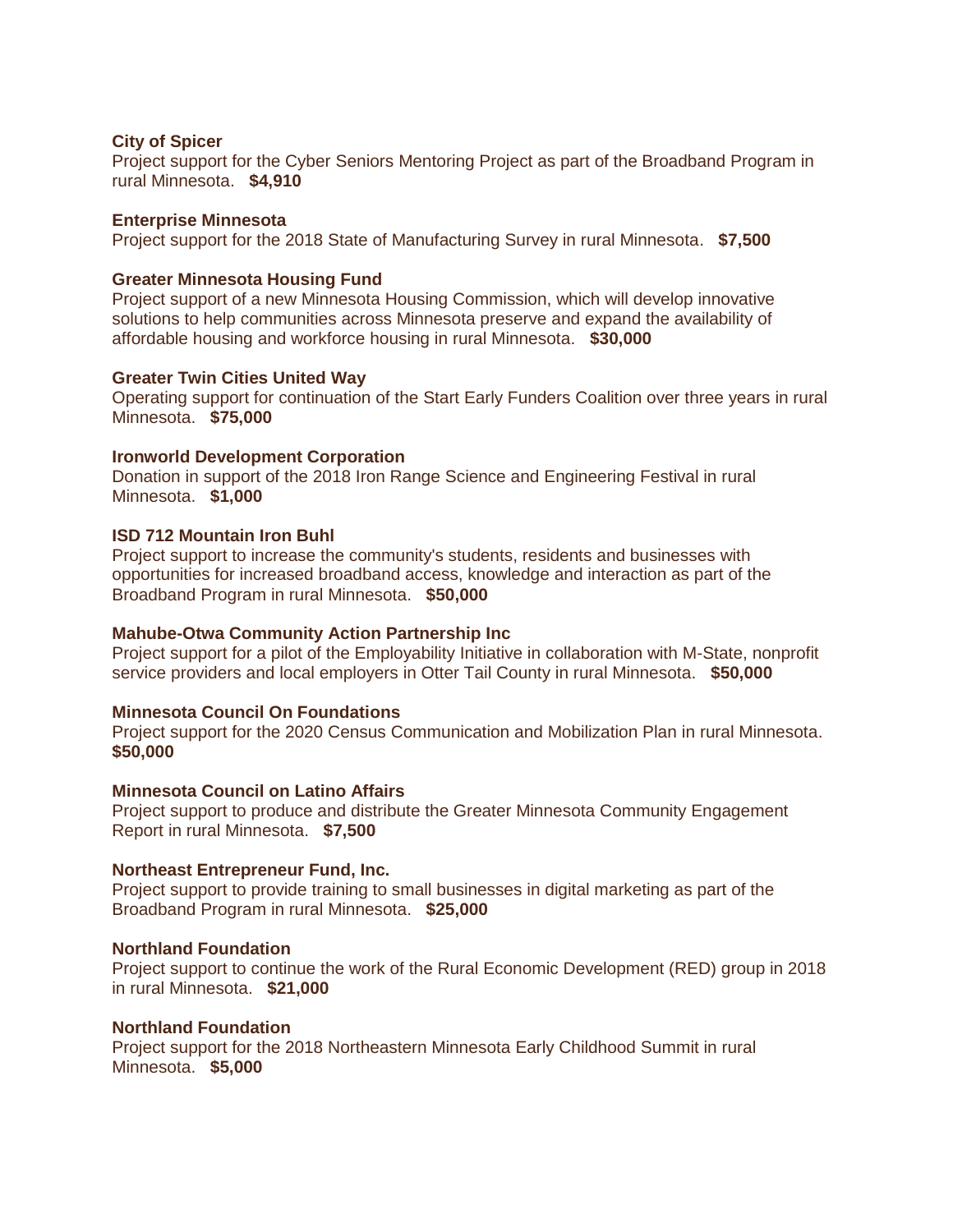**City of Spicer**
Project support for the Cyber Seniors Mentoring Project as part of the Broadband Program in rural Minnesota. **$4,910**

**Enterprise Minnesota**
Project support for the 2018 State of Manufacturing Survey in rural Minnesota. **$7,500**

**Greater Minnesota Housing Fund**
Project support of a new Minnesota Housing Commission, which will develop innovative solutions to help communities across Minnesota preserve and expand the availability of affordable housing and workforce housing in rural Minnesota. **$30,000**

**Greater Twin Cities United Way**
Operating support for continuation of the Start Early Funders Coalition over three years in rural Minnesota. **$75,000**

**Ironworld Development Corporation**
Donation in support of the 2018 Iron Range Science and Engineering Festival in rural Minnesota. **$1,000**

**ISD 712 Mountain Iron Buhl**
Project support to increase the community's students, residents and businesses with opportunities for increased broadband access, knowledge and interaction as part of the Broadband Program in rural Minnesota. **$50,000**

**Mahube-Otwa Community Action Partnership Inc**
Project support for a pilot of the Employability Initiative in collaboration with M-State, nonprofit service providers and local employers in Otter Tail County in rural Minnesota. **$50,000**

**Minnesota Council On Foundations**
Project support for the 2020 Census Communication and Mobilization Plan in rural Minnesota. **$50,000**

**Minnesota Council on Latino Affairs**
Project support to produce and distribute the Greater Minnesota Community Engagement Report in rural Minnesota. **$7,500**

**Northeast Entrepreneur Fund, Inc.**
Project support to provide training to small businesses in digital marketing as part of the Broadband Program in rural Minnesota. **$25,000**

**Northland Foundation**
Project support to continue the work of the Rural Economic Development (RED) group in 2018 in rural Minnesota. **$21,000**

**Northland Foundation**
Project support for the 2018 Northeastern Minnesota Early Childhood Summit in rural Minnesota. **$5,000**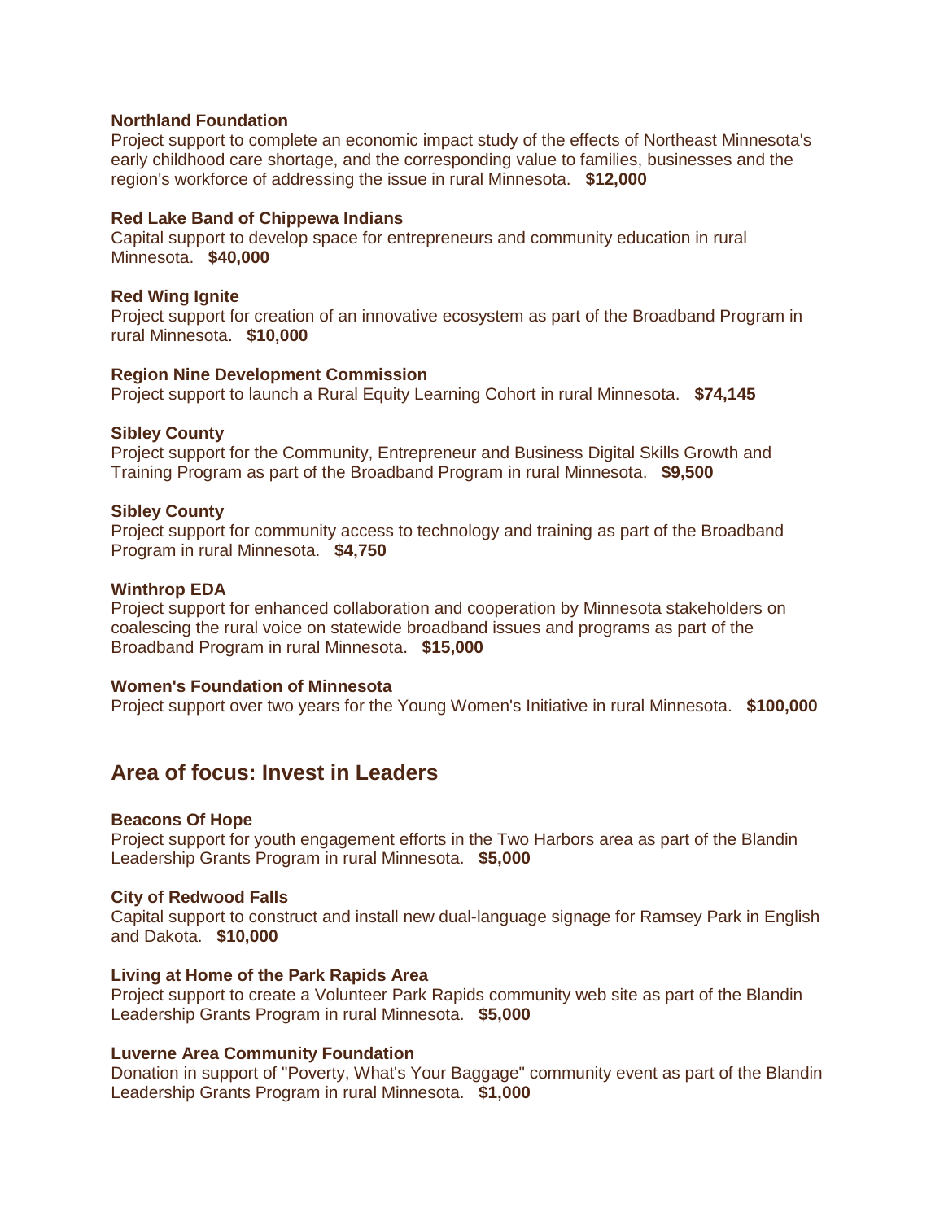**Northland Foundation**
Project support to complete an economic impact study of the effects of Northeast Minnesota's early childhood care shortage, and the corresponding value to families, businesses and the region's workforce of addressing the issue in rural Minnesota. **$12,000**

**Red Lake Band of Chippewa Indians**
Capital support to develop space for entrepreneurs and community education in rural Minnesota. **$40,000**

**Red Wing Ignite**
Project support for creation of an innovative ecosystem as part of the Broadband Program in rural Minnesota. **$10,000**

**Region Nine Development Commission**
Project support to launch a Rural Equity Learning Cohort in rural Minnesota. **$74,145**

**Sibley County**
Project support for the Community, Entrepreneur and Business Digital Skills Growth and Training Program as part of the Broadband Program in rural Minnesota. **$9,500**

**Sibley County**
Project support for community access to technology and training as part of the Broadband Program in rural Minnesota. **$4,750**

**Winthrop EDA**
Project support for enhanced collaboration and cooperation by Minnesota stakeholders on coalescing the rural voice on statewide broadband issues and programs as part of the Broadband Program in rural Minnesota. **$15,000**

**Women's Foundation of Minnesota**
Project support over two years for the Young Women's Initiative in rural Minnesota. **$100,000**

## Area of focus: Invest in Leaders

**Beacons Of Hope**
Project support for youth engagement efforts in the Two Harbors area as part of the Blandin Leadership Grants Program in rural Minnesota. **$5,000**

**City of Redwood Falls**
Capital support to construct and install new dual-language signage for Ramsey Park in English and Dakota. **$10,000**

**Living at Home of the Park Rapids Area**
Project support to create a Volunteer Park Rapids community web site as part of the Blandin Leadership Grants Program in rural Minnesota. **$5,000**

**Luverne Area Community Foundation**
Donation in support of "Poverty, What's Your Baggage" community event as part of the Blandin Leadership Grants Program in rural Minnesota. **$1,000**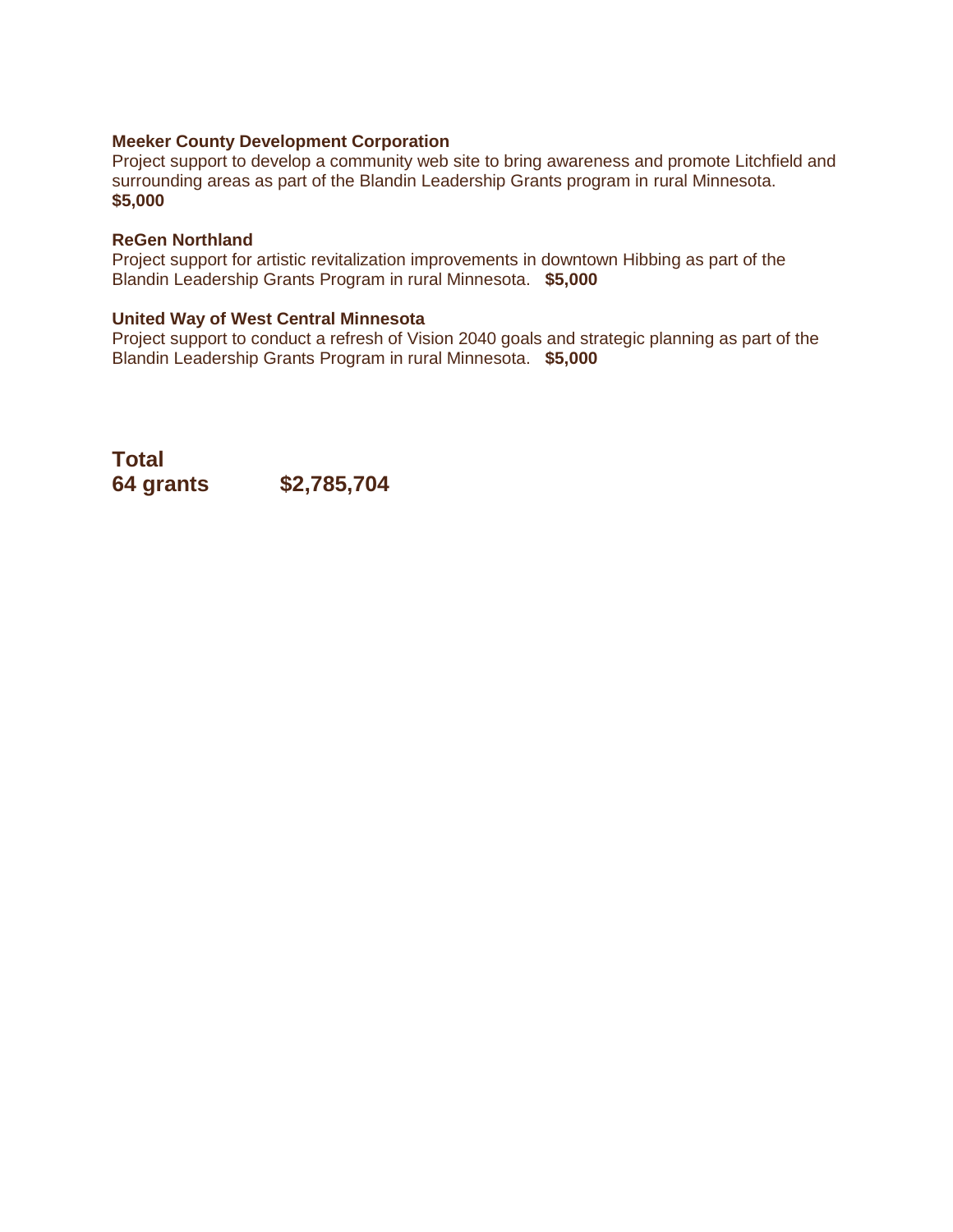**Meeker County Development Corporation**
Project support to develop a community web site to bring awareness and promote Litchfield and surrounding areas as part of the Blandin Leadership Grants program in rural Minnesota.
**$5,000**

**ReGen Northland**
Project support for artistic revitalization improvements in downtown Hibbing as part of the Blandin Leadership Grants Program in rural Minnesota. **$5,000**

**United Way of West Central Minnesota**
Project support to conduct a refresh of Vision 2040 goals and strategic planning as part of the Blandin Leadership Grants Program in rural Minnesota. **$5,000**

**Total**
**64 grants $2,785,704**